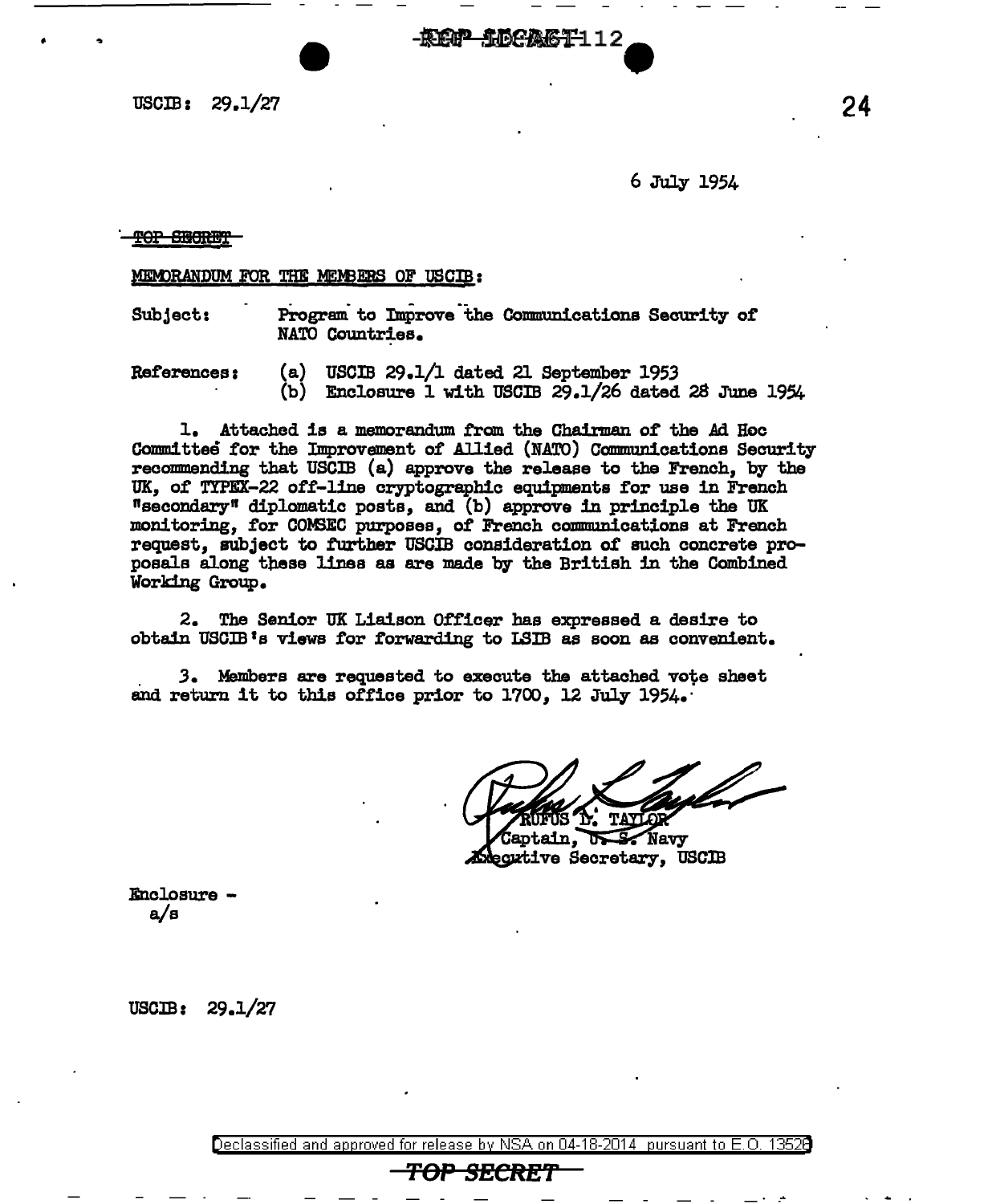USCIB: 29.1/27

6 July 1954

TOP SECRET

MEMORANDUM FOR THE MEMBERS OF USCIB:

Subject: Program to Improve the Communications Security of NATO Countries.

References: (a) USCIB 29.1/1 dated 21 September 1953
(b) Enclosure 1 with USCIB 29.1/26 dated 28 June 1954

1. Attached is a memorandum from the Chairman of the Ad Hoc Committee for the Improvement of Allied (NATO) Communications Security recommending that USCIB (a) approve the release to the French, by the UK, of TYPEX-22 off-line cryptographic equipments for use in French "secondary" diplomatic posts, and (b) approve in principle the UK monitoring, for COMSEC purposes, of French communications at French request, subject to further USCIB consideration of such concrete proposals along these lines as are made by the British in the Combined Working Group.

2. The Senior UK Liaison Officer has expressed a desire to obtain USCIB's views for forwarding to LSIB as soon as convenient.

3. Members are requested to execute the attached vote sheet and return it to this office prior to 1700, 12 July 1954.

RUFUS L. TAYLOR
Captain, U. S. Navy
Executive Secretary, USCIB

Enclosure -
a/s

USCIB: 29.1/27

Declassified and approved for release by NSA on 04-18-2014 pursuant to E.O. 13526

TOP SECRET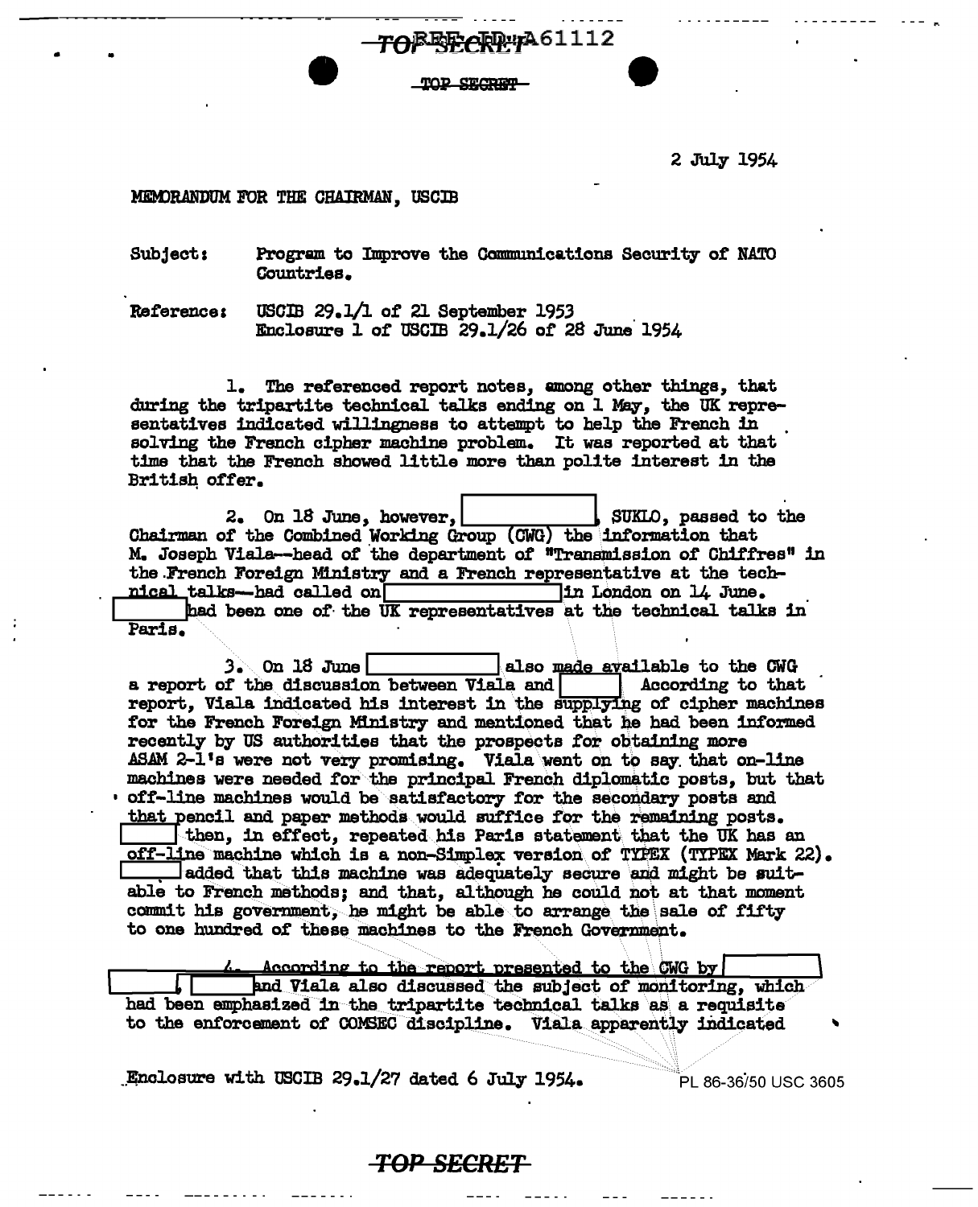TOP SECRET

2 July 1954

MEMORANDUM FOR THE CHAIRMAN, USCIB

Subject: Program to Improve the Communications Security of NATO Countries.

Reference: USCIB 29.1/1 of 21 September 1953
Enclosure 1 of USCIB 29.1/26 of 28 June 1954

1. The referenced report notes, among other things, that during the tripartite technical talks ending on 1 May, the UK representatives indicated willingness to attempt to help the French in solving the French cipher machine problem. It was reported at that time that the French showed little more than polite interest in the British offer.

2. On 18 June, however, [ ], SUKLO, passed to the Chairman of the Combined Working Group (CWG) the information that M. Joseph Viala--head of the department of "Transmission of Chiffres" in the French Foreign Ministry and a French representative at the technical talks--had called on [ ] in London on 14 June. [ ] had been one of the UK representatives at the technical talks in Paris.

3. On 18 June [ ] also made available to the CWG a report of the discussion between Viala and [ ]. According to that report, Viala indicated his interest in the supplying of cipher machines for the French Foreign Ministry and mentioned that he had been informed recently by US authorities that the prospects for obtaining more ASAM 2-1's were not very promising. Viala went on to say that on-line machines were needed for the principal French diplomatic posts, but that off-line machines would be satisfactory for the secondary posts and that pencil and paper methods would suffice for the remaining posts. [ ] then, in effect, repeated his Paris statement that the UK has an off-line machine which is a non-Simplex version of TYPEX (TYPEX Mark 22). [ ] added that this machine was adequately secure and might be suitable to French methods; and that, although he could not at that moment commit his government, he might be able to arrange the sale of fifty to one hundred of these machines to the French Government.

4. According to the report presented to the CWG by [ ], [ ] and Viala also discussed the subject of monitoring, which had been emphasized in the tripartite technical talks as a requisite to the enforcement of COMSEC discipline. Viala apparently indicated

Enclosure with USCIB 29.1/27 dated 6 July 1954.

PL 86-36/50 USC 3605

TOP SECRET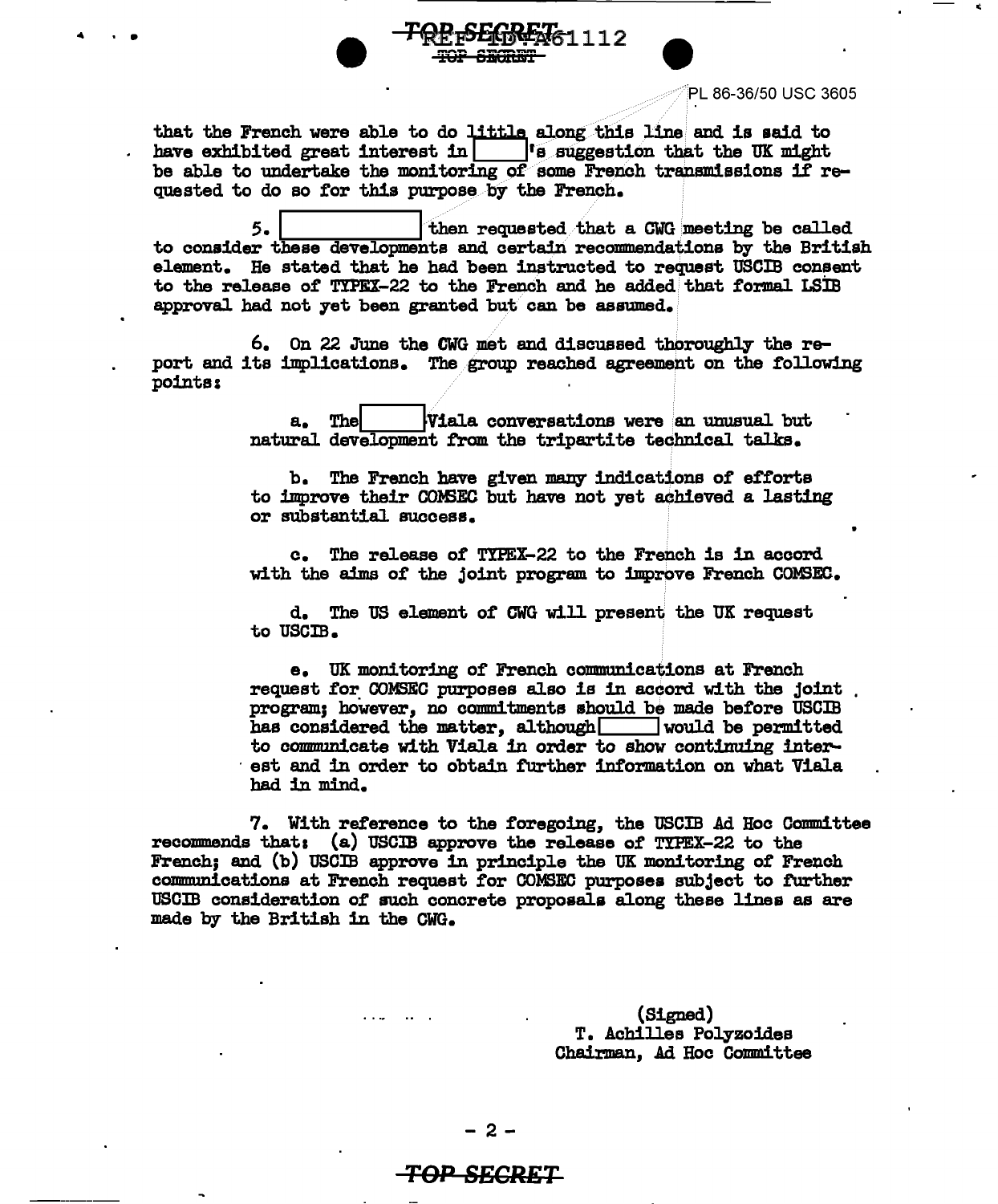that the French were able to do little along this line and is said to have exhibited great interest in [ ]'s suggestion that the UK might be able to undertake the monitoring of some French transmissions if requested to do so for this purpose by the French.

5. [ ] then requested that a CWG meeting be called to consider these developments and certain recommendations by the British element. He stated that he had been instructed to request USCIB consent to the release of TYPEX-22 to the French and he added that formal LSIB approval had not yet been granted but can be assumed.

6. On 22 June the CWG met and discussed thoroughly the report and its implications. The group reached agreement on the following points:

a. The [ ] Viala conversations were an unusual but natural development from the tripartite technical talks.

b. The French have given many indications of efforts to improve their COMSEC but have not yet achieved a lasting or substantial success.

c. The release of TYPEX-22 to the French is in accord with the aims of the joint program to improve French COMSEC.

d. The US element of CWG will present the UK request to USCIB.

e. UK monitoring of French communications at French request for COMSEC purposes also is in accord with the joint program; however, no commitments should be made before USCIB has considered the matter, although [ ] would be permitted to communicate with Viala in order to show continuing interest and in order to obtain further information on what Viala had in mind.

7. With reference to the foregoing, the USCIB Ad Hoc Committee recommends that: (a) USCIB approve the release of TYPEX-22 to the French; and (b) USCIB approve in principle the UK monitoring of French communications at French request for COMSEC purposes subject to further USCIB consideration of such concrete proposals along these lines as are made by the British in the CWG.

(Signed)
T. Achilles Polyzoides
Chairman, Ad Hoc Committee